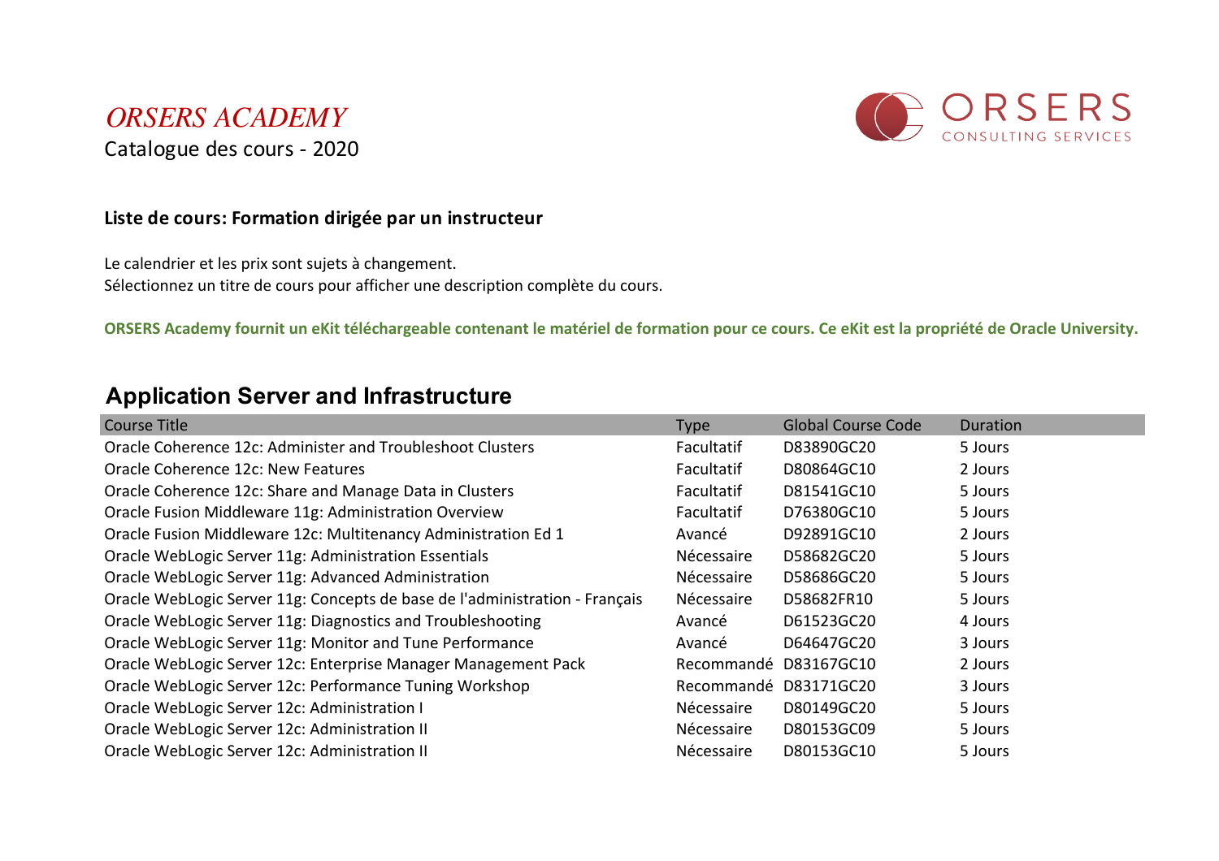# *ORSERS ACADEMY*

Catalogue des cours - 2020

ORSERS CONSULTING SERVICES

**Liste de cours: Formation dirigée par un instructeur**

Le calendrier et les prix sont sujets à changement.
Sélectionnez un titre de cours pour afficher une description complète du cours.

**ORSERS Academy fournit un eKit téléchargeable contenant le matériel de formation pour ce cours. Ce eKit est la propriété de Oracle University.**

## Application Server and Infrastructure

| Course Title | Type | Global Course Code | Duration |
|---|---|---|---|
| Oracle Coherence 12c: Administer and Troubleshoot Clusters | Facultatif | D83890GC20 | 5 Jours |
| Oracle Coherence 12c: New Features | Facultatif | D80864GC10 | 2 Jours |
| Oracle Coherence 12c: Share and Manage Data in Clusters | Facultatif | D81541GC10 | 5 Jours |
| Oracle Fusion Middleware 11g: Administration Overview | Facultatif | D76380GC10 | 5 Jours |
| Oracle Fusion Middleware 12c: Multitenancy Administration Ed 1 | Avancé | D92891GC10 | 2 Jours |
| Oracle WebLogic Server 11g: Administration Essentials | Nécessaire | D58682GC20 | 5 Jours |
| Oracle WebLogic Server 11g: Advanced Administration | Nécessaire | D58686GC20 | 5 Jours |
| Oracle WebLogic Server 11g: Concepts de base de l'administration - Français | Nécessaire | D58682FR10 | 5 Jours |
| Oracle WebLogic Server 11g: Diagnostics and Troubleshooting | Avancé | D61523GC20 | 4 Jours |
| Oracle WebLogic Server 11g: Monitor and Tune Performance | Avancé | D64647GC20 | 3 Jours |
| Oracle WebLogic Server 12c: Enterprise Manager Management Pack | Recommandé | D83167GC10 | 2 Jours |
| Oracle WebLogic Server 12c: Performance Tuning Workshop | Recommandé | D83171GC20 | 3 Jours |
| Oracle WebLogic Server 12c: Administration I | Nécessaire | D80149GC20 | 5 Jours |
| Oracle WebLogic Server 12c: Administration II | Nécessaire | D80153GC09 | 5 Jours |
| Oracle WebLogic Server 12c: Administration II | Nécessaire | D80153GC10 | 5 Jours |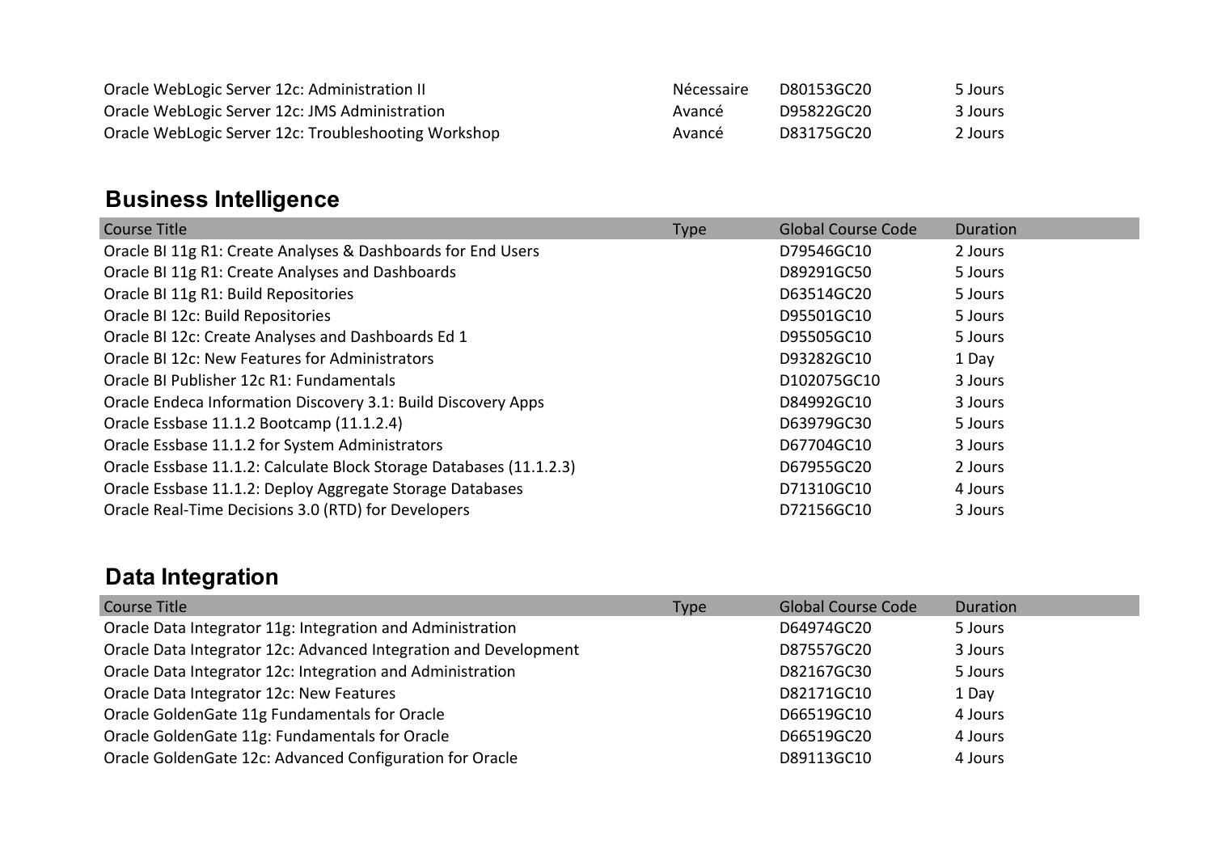| Course Title | Type | Global Course Code | Duration |
|---|---|---|---|
| Oracle WebLogic Server 12c: Administration II | Nécessaire | D80153GC20 | 5 Jours |
| Oracle WebLogic Server 12c: JMS Administration | Avancé | D95822GC20 | 3 Jours |
| Oracle WebLogic Server 12c: Troubleshooting Workshop | Avancé | D83175GC20 | 2 Jours |

## Business Intelligence

| Course Title | Type | Global Course Code | Duration |
|---|---|---|---|
| Oracle BI 11g R1: Create Analyses & Dashboards for End Users | | D79546GC10 | 2 Jours |
| Oracle BI 11g R1: Create Analyses and Dashboards | | D89291GC50 | 5 Jours |
| Oracle BI 11g R1: Build Repositories | | D63514GC20 | 5 Jours |
| Oracle BI 12c: Build Repositories | | D95501GC10 | 5 Jours |
| Oracle BI 12c: Create Analyses and Dashboards Ed 1 | | D95505GC10 | 5 Jours |
| Oracle BI 12c: New Features for Administrators | | D93282GC10 | 1 Day |
| Oracle BI Publisher 12c R1: Fundamentals | | D102075GC10 | 3 Jours |
| Oracle Endeca Information Discovery 3.1: Build Discovery Apps | | D84992GC10 | 3 Jours |
| Oracle Essbase 11.1.2 Bootcamp (11.1.2.4) | | D63979GC30 | 5 Jours |
| Oracle Essbase 11.1.2 for System Administrators | | D67704GC10 | 3 Jours |
| Oracle Essbase 11.1.2: Calculate Block Storage Databases (11.1.2.3) | | D67955GC20 | 2 Jours |
| Oracle Essbase 11.1.2: Deploy Aggregate Storage Databases | | D71310GC10 | 4 Jours |
| Oracle Real-Time Decisions 3.0 (RTD) for Developers | | D72156GC10 | 3 Jours |

## Data Integration

| Course Title | Type | Global Course Code | Duration |
|---|---|---|---|
| Oracle Data Integrator 11g: Integration and Administration | | D64974GC20 | 5 Jours |
| Oracle Data Integrator 12c: Advanced Integration and Development | | D87557GC20 | 3 Jours |
| Oracle Data Integrator 12c: Integration and Administration | | D82167GC30 | 5 Jours |
| Oracle Data Integrator 12c: New Features | | D82171GC10 | 1 Day |
| Oracle GoldenGate 11g Fundamentals for Oracle | | D66519GC10 | 4 Jours |
| Oracle GoldenGate 11g: Fundamentals for Oracle | | D66519GC20 | 4 Jours |
| Oracle GoldenGate 12c: Advanced Configuration for Oracle | | D89113GC10 | 4 Jours |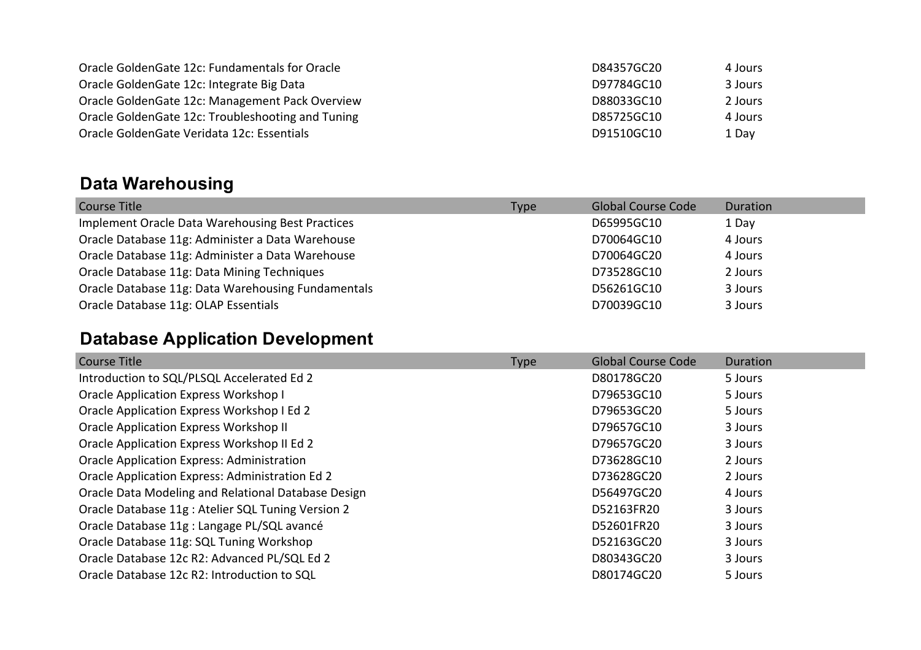| Course Title | Type | Global Course Code | Duration |
|---|---|---|---|
| Oracle GoldenGate 12c: Fundamentals for Oracle | | D84357GC20 | 4 Jours |
| Oracle GoldenGate 12c: Integrate Big Data | | D97784GC10 | 3 Jours |
| Oracle GoldenGate 12c: Management Pack Overview | | D88033GC10 | 2 Jours |
| Oracle GoldenGate 12c: Troubleshooting and Tuning | | D85725GC10 | 4 Jours |
| Oracle GoldenGate Veridata 12c: Essentials | | D91510GC10 | 1 Day |

## Data Warehousing

| Course Title | Type | Global Course Code | Duration |
|---|---|---|---|
| Implement Oracle Data Warehousing Best Practices | | D65995GC10 | 1 Day |
| Oracle Database 11g: Administer a Data Warehouse | | D70064GC10 | 4 Jours |
| Oracle Database 11g: Administer a Data Warehouse | | D70064GC20 | 4 Jours |
| Oracle Database 11g: Data Mining Techniques | | D73528GC10 | 2 Jours |
| Oracle Database 11g: Data Warehousing Fundamentals | | D56261GC10 | 3 Jours |
| Oracle Database 11g: OLAP Essentials | | D70039GC10 | 3 Jours |

## Database Application Development

| Course Title | Type | Global Course Code | Duration |
|---|---|---|---|
| Introduction to SQL/PLSQL Accelerated Ed 2 | | D80178GC20 | 5 Jours |
| Oracle Application Express Workshop I | | D79653GC10 | 5 Jours |
| Oracle Application Express Workshop I Ed 2 | | D79653GC20 | 5 Jours |
| Oracle Application Express Workshop II | | D79657GC10 | 3 Jours |
| Oracle Application Express Workshop II Ed 2 | | D79657GC20 | 3 Jours |
| Oracle Application Express: Administration | | D73628GC10 | 2 Jours |
| Oracle Application Express: Administration Ed 2 | | D73628GC20 | 2 Jours |
| Oracle Data Modeling and Relational Database Design | | D56497GC20 | 4 Jours |
| Oracle Database 11g : Atelier SQL Tuning Version 2 | | D52163FR20 | 3 Jours |
| Oracle Database 11g : Langage PL/SQL avancé | | D52601FR20 | 3 Jours |
| Oracle Database 11g: SQL Tuning Workshop | | D52163GC20 | 3 Jours |
| Oracle Database 12c R2: Advanced PL/SQL Ed 2 | | D80343GC20 | 3 Jours |
| Oracle Database 12c R2: Introduction to SQL | | D80174GC20 | 5 Jours |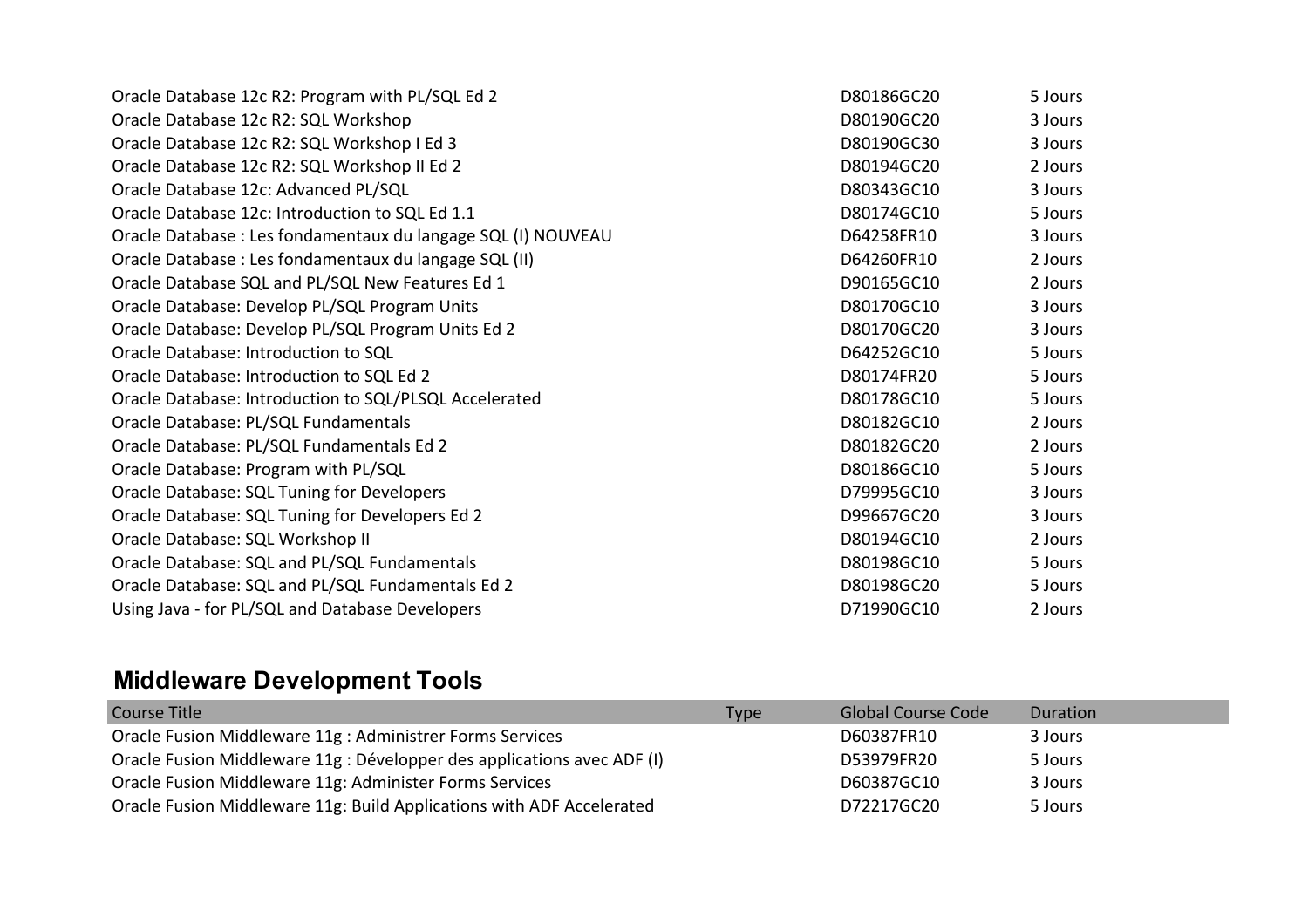| Course Title | Type | Global Course Code | Duration |
|---|---|---|---|
| Oracle Database 12c R2: Program with PL/SQL Ed 2 | | D80186GC20 | 5 Jours |
| Oracle Database 12c R2: SQL Workshop | | D80190GC20 | 3 Jours |
| Oracle Database 12c R2: SQL Workshop I Ed 3 | | D80190GC30 | 3 Jours |
| Oracle Database 12c R2: SQL Workshop II Ed 2 | | D80194GC20 | 2 Jours |
| Oracle Database 12c: Advanced PL/SQL | | D80343GC10 | 3 Jours |
| Oracle Database 12c: Introduction to SQL Ed 1.1 | | D80174GC10 | 5 Jours |
| Oracle Database : Les fondamentaux du langage SQL (I) NOUVEAU | | D64258FR10 | 3 Jours |
| Oracle Database : Les fondamentaux du langage SQL (II) | | D64260FR10 | 2 Jours |
| Oracle Database SQL and PL/SQL New Features Ed 1 | | D90165GC10 | 2 Jours |
| Oracle Database: Develop PL/SQL Program Units | | D80170GC10 | 3 Jours |
| Oracle Database: Develop PL/SQL Program Units Ed 2 | | D80170GC20 | 3 Jours |
| Oracle Database: Introduction to SQL | | D64252GC10 | 5 Jours |
| Oracle Database: Introduction to SQL Ed 2 | | D80174FR20 | 5 Jours |
| Oracle Database: Introduction to SQL/PLSQL Accelerated | | D80178GC10 | 5 Jours |
| Oracle Database: PL/SQL Fundamentals | | D80182GC10 | 2 Jours |
| Oracle Database: PL/SQL Fundamentals Ed 2 | | D80182GC20 | 2 Jours |
| Oracle Database: Program with PL/SQL | | D80186GC10 | 5 Jours |
| Oracle Database: SQL Tuning for Developers | | D79995GC10 | 3 Jours |
| Oracle Database: SQL Tuning for Developers Ed 2 | | D99667GC20 | 3 Jours |
| Oracle Database: SQL Workshop II | | D80194GC10 | 2 Jours |
| Oracle Database: SQL and PL/SQL Fundamentals | | D80198GC10 | 5 Jours |
| Oracle Database: SQL and PL/SQL Fundamentals Ed 2 | | D80198GC20 | 5 Jours |
| Using Java - for PL/SQL and Database Developers | | D71990GC10 | 2 Jours |

## Middleware Development Tools

| Course Title | Type | Global Course Code | Duration |
|---|---|---|---|
| Oracle Fusion Middleware 11g : Administrer Forms Services | | D60387FR10 | 3 Jours |
| Oracle Fusion Middleware 11g : Développer des applications avec ADF (I) | | D53979FR20 | 5 Jours |
| Oracle Fusion Middleware 11g: Administer Forms Services | | D60387GC10 | 3 Jours |
| Oracle Fusion Middleware 11g: Build Applications with ADF Accelerated | | D72217GC20 | 5 Jours |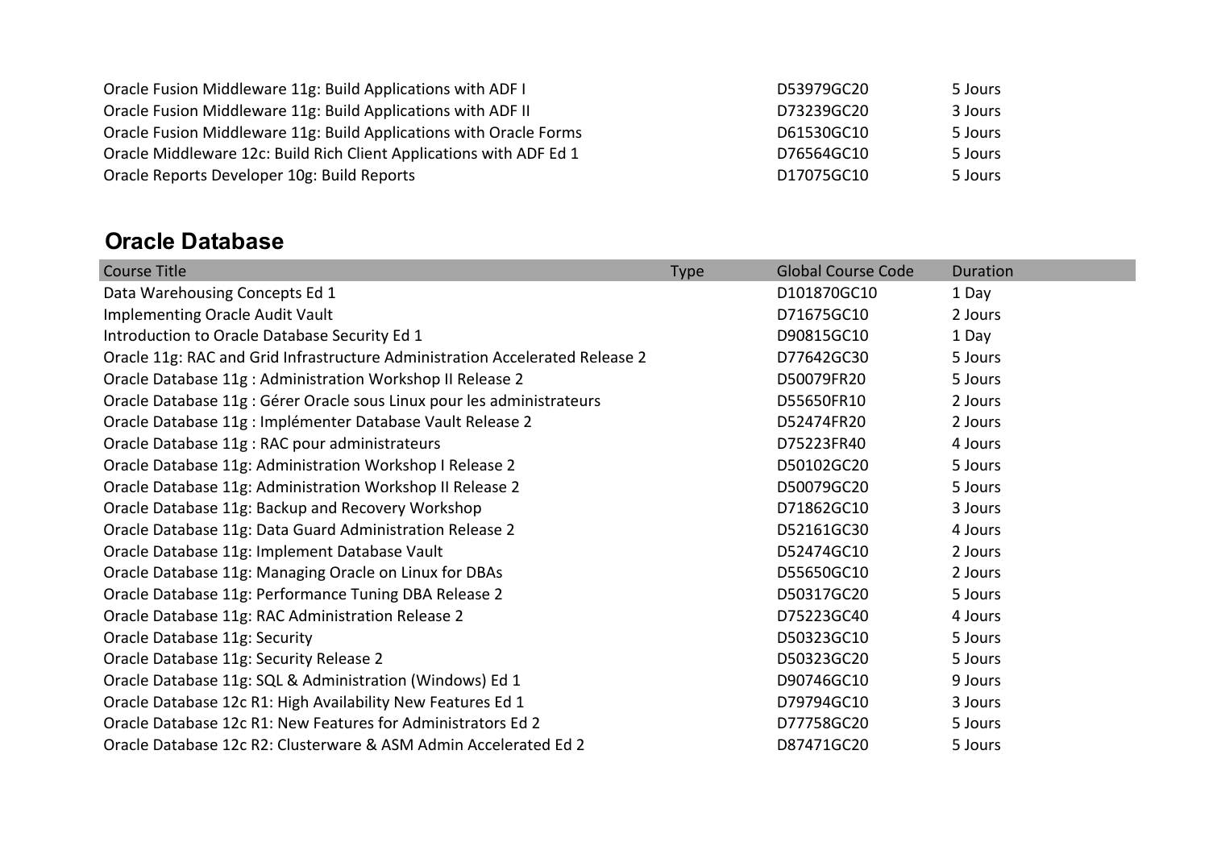| | | | |
|---|---|---|---|
| Oracle Fusion Middleware 11g: Build Applications with ADF I | | D53979GC20 | 5 Jours |
| Oracle Fusion Middleware 11g: Build Applications with ADF II | | D73239GC20 | 3 Jours |
| Oracle Fusion Middleware 11g: Build Applications with Oracle Forms | | D61530GC10 | 5 Jours |
| Oracle Middleware 12c: Build Rich Client Applications with ADF Ed 1 | | D76564GC10 | 5 Jours |
| Oracle Reports Developer 10g: Build Reports | | D17075GC10 | 5 Jours |

## Oracle Database

| Course Title | Type | Global Course Code | Duration |
|---|---|---|---|
| Data Warehousing Concepts Ed 1 | | D101870GC10 | 1 Day |
| Implementing Oracle Audit Vault | | D71675GC10 | 2 Jours |
| Introduction to Oracle Database Security Ed 1 | | D90815GC10 | 1 Day |
| Oracle 11g: RAC and Grid Infrastructure Administration Accelerated Release 2 | | D77642GC30 | 5 Jours |
| Oracle Database 11g : Administration Workshop II Release 2 | | D50079FR20 | 5 Jours |
| Oracle Database 11g : Gérer Oracle sous Linux pour les administrateurs | | D55650FR10 | 2 Jours |
| Oracle Database 11g : Implémenter Database Vault Release 2 | | D52474FR20 | 2 Jours |
| Oracle Database 11g : RAC pour administrateurs | | D75223FR40 | 4 Jours |
| Oracle Database 11g: Administration Workshop I Release 2 | | D50102GC20 | 5 Jours |
| Oracle Database 11g: Administration Workshop II Release 2 | | D50079GC20 | 5 Jours |
| Oracle Database 11g: Backup and Recovery Workshop | | D71862GC10 | 3 Jours |
| Oracle Database 11g: Data Guard Administration Release 2 | | D52161GC30 | 4 Jours |
| Oracle Database 11g: Implement Database Vault | | D52474GC10 | 2 Jours |
| Oracle Database 11g: Managing Oracle on Linux for DBAs | | D55650GC10 | 2 Jours |
| Oracle Database 11g: Performance Tuning DBA Release 2 | | D50317GC20 | 5 Jours |
| Oracle Database 11g: RAC Administration Release 2 | | D75223GC40 | 4 Jours |
| Oracle Database 11g: Security | | D50323GC10 | 5 Jours |
| Oracle Database 11g: Security Release 2 | | D50323GC20 | 5 Jours |
| Oracle Database 11g: SQL & Administration (Windows) Ed 1 | | D90746GC10 | 9 Jours |
| Oracle Database 12c R1: High Availability New Features Ed 1 | | D79794GC10 | 3 Jours |
| Oracle Database 12c R1: New Features for Administrators Ed 2 | | D77758GC20 | 5 Jours |
| Oracle Database 12c R2: Clusterware & ASM Admin Accelerated Ed 2 | | D87471GC20 | 5 Jours |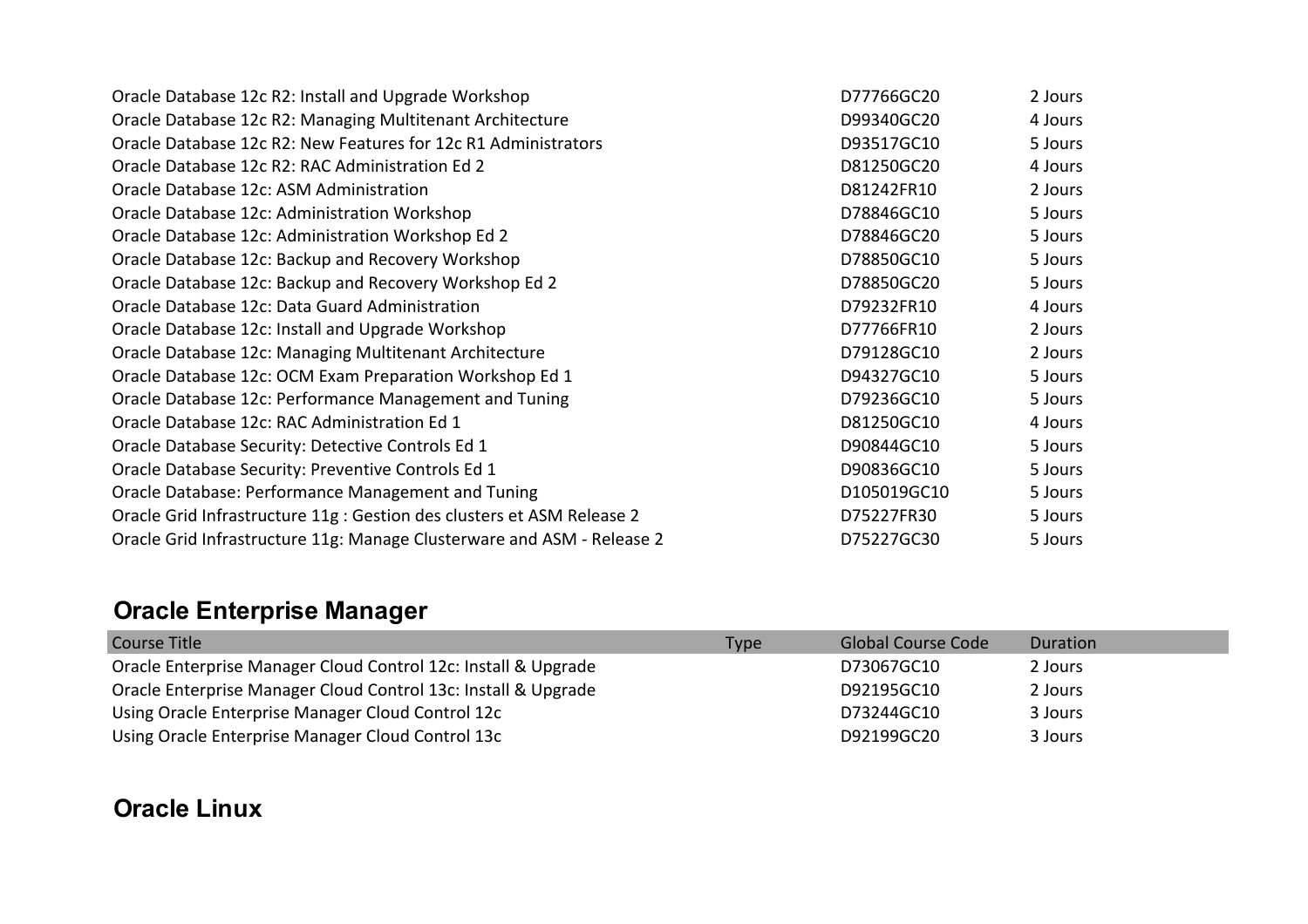| Course Title | Type | Global Course Code | Duration |
|---|---|---|---|
| Oracle Database 12c R2: Install and Upgrade Workshop | | D77766GC20 | 2 Jours |
| Oracle Database 12c R2: Managing Multitenant Architecture | | D99340GC20 | 4 Jours |
| Oracle Database 12c R2: New Features for 12c R1 Administrators | | D93517GC10 | 5 Jours |
| Oracle Database 12c R2: RAC Administration Ed 2 | | D81250GC20 | 4 Jours |
| Oracle Database 12c: ASM Administration | | D81242FR10 | 2 Jours |
| Oracle Database 12c: Administration Workshop | | D78846GC10 | 5 Jours |
| Oracle Database 12c: Administration Workshop Ed 2 | | D78846GC20 | 5 Jours |
| Oracle Database 12c: Backup and Recovery Workshop | | D78850GC10 | 5 Jours |
| Oracle Database 12c: Backup and Recovery Workshop Ed 2 | | D78850GC20 | 5 Jours |
| Oracle Database 12c: Data Guard Administration | | D79232FR10 | 4 Jours |
| Oracle Database 12c: Install and Upgrade Workshop | | D77766FR10 | 2 Jours |
| Oracle Database 12c: Managing Multitenant Architecture | | D79128GC10 | 2 Jours |
| Oracle Database 12c: OCM Exam Preparation Workshop Ed 1 | | D94327GC10 | 5 Jours |
| Oracle Database 12c: Performance Management and Tuning | | D79236GC10 | 5 Jours |
| Oracle Database 12c: RAC Administration Ed 1 | | D81250GC10 | 4 Jours |
| Oracle Database Security: Detective Controls Ed 1 | | D90844GC10 | 5 Jours |
| Oracle Database Security: Preventive Controls Ed 1 | | D90836GC10 | 5 Jours |
| Oracle Database: Performance Management and Tuning | | D105019GC10 | 5 Jours |
| Oracle Grid Infrastructure 11g : Gestion des clusters et ASM Release 2 | | D75227FR30 | 5 Jours |
| Oracle Grid Infrastructure 11g: Manage Clusterware and ASM - Release 2 | | D75227GC30 | 5 Jours |

## Oracle Enterprise Manager

| Course Title | Type | Global Course Code | Duration |
|---|---|---|---|
| Oracle Enterprise Manager Cloud Control 12c: Install & Upgrade | | D73067GC10 | 2 Jours |
| Oracle Enterprise Manager Cloud Control 13c: Install & Upgrade | | D92195GC10 | 2 Jours |
| Using Oracle Enterprise Manager Cloud Control 12c | | D73244GC10 | 3 Jours |
| Using Oracle Enterprise Manager Cloud Control 13c | | D92199GC20 | 3 Jours |

## Oracle Linux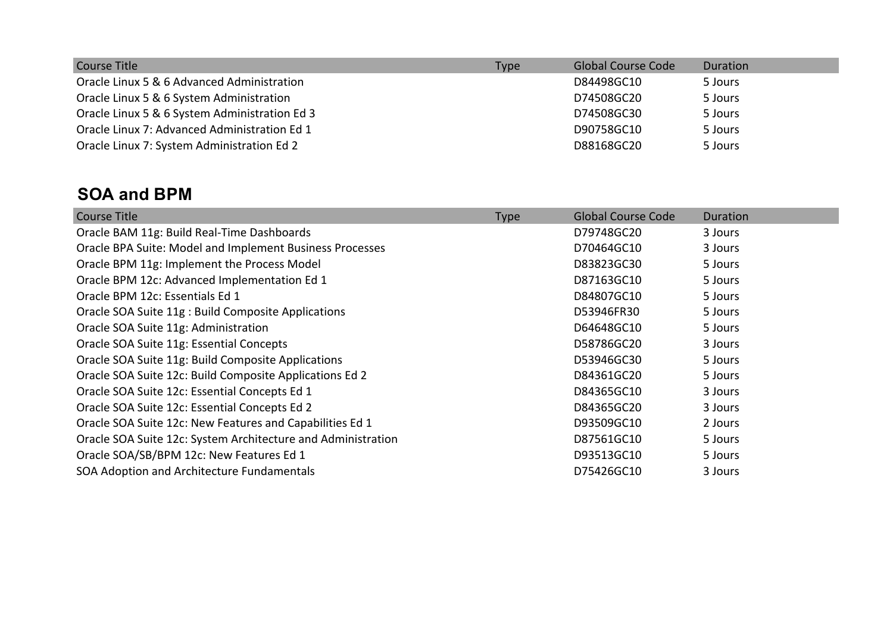| Course Title | Type | Global Course Code | Duration |
|---|---|---|---|
| Oracle Linux 5 & 6 Advanced Administration | | D84498GC10 | 5 Jours |
| Oracle Linux 5 & 6 System Administration | | D74508GC20 | 5 Jours |
| Oracle Linux 5 & 6 System Administration Ed 3 | | D74508GC30 | 5 Jours |
| Oracle Linux 7: Advanced Administration Ed 1 | | D90758GC10 | 5 Jours |
| Oracle Linux 7: System Administration Ed 2 | | D88168GC20 | 5 Jours |

## SOA and BPM

| Course Title | Type | Global Course Code | Duration |
|---|---|---|---|
| Oracle BAM 11g: Build Real-Time Dashboards | | D79748GC20 | 3 Jours |
| Oracle BPA Suite: Model and Implement Business Processes | | D70464GC10 | 3 Jours |
| Oracle BPM 11g: Implement the Process Model | | D83823GC30 | 5 Jours |
| Oracle BPM 12c: Advanced Implementation Ed 1 | | D87163GC10 | 5 Jours |
| Oracle BPM 12c: Essentials Ed 1 | | D84807GC10 | 5 Jours |
| Oracle SOA Suite 11g : Build Composite Applications | | D53946FR30 | 5 Jours |
| Oracle SOA Suite 11g: Administration | | D64648GC10 | 5 Jours |
| Oracle SOA Suite 11g: Essential Concepts | | D58786GC20 | 3 Jours |
| Oracle SOA Suite 11g: Build Composite Applications | | D53946GC30 | 5 Jours |
| Oracle SOA Suite 12c: Build Composite Applications Ed 2 | | D84361GC20 | 5 Jours |
| Oracle SOA Suite 12c: Essential Concepts Ed 1 | | D84365GC10 | 3 Jours |
| Oracle SOA Suite 12c: Essential Concepts Ed 2 | | D84365GC20 | 3 Jours |
| Oracle SOA Suite 12c: New Features and Capabilities Ed 1 | | D93509GC10 | 2 Jours |
| Oracle SOA Suite 12c: System Architecture and Administration | | D87561GC10 | 5 Jours |
| Oracle SOA/SB/BPM 12c: New Features Ed 1 | | D93513GC10 | 5 Jours |
| SOA Adoption and Architecture Fundamentals | | D75426GC10 | 3 Jours |